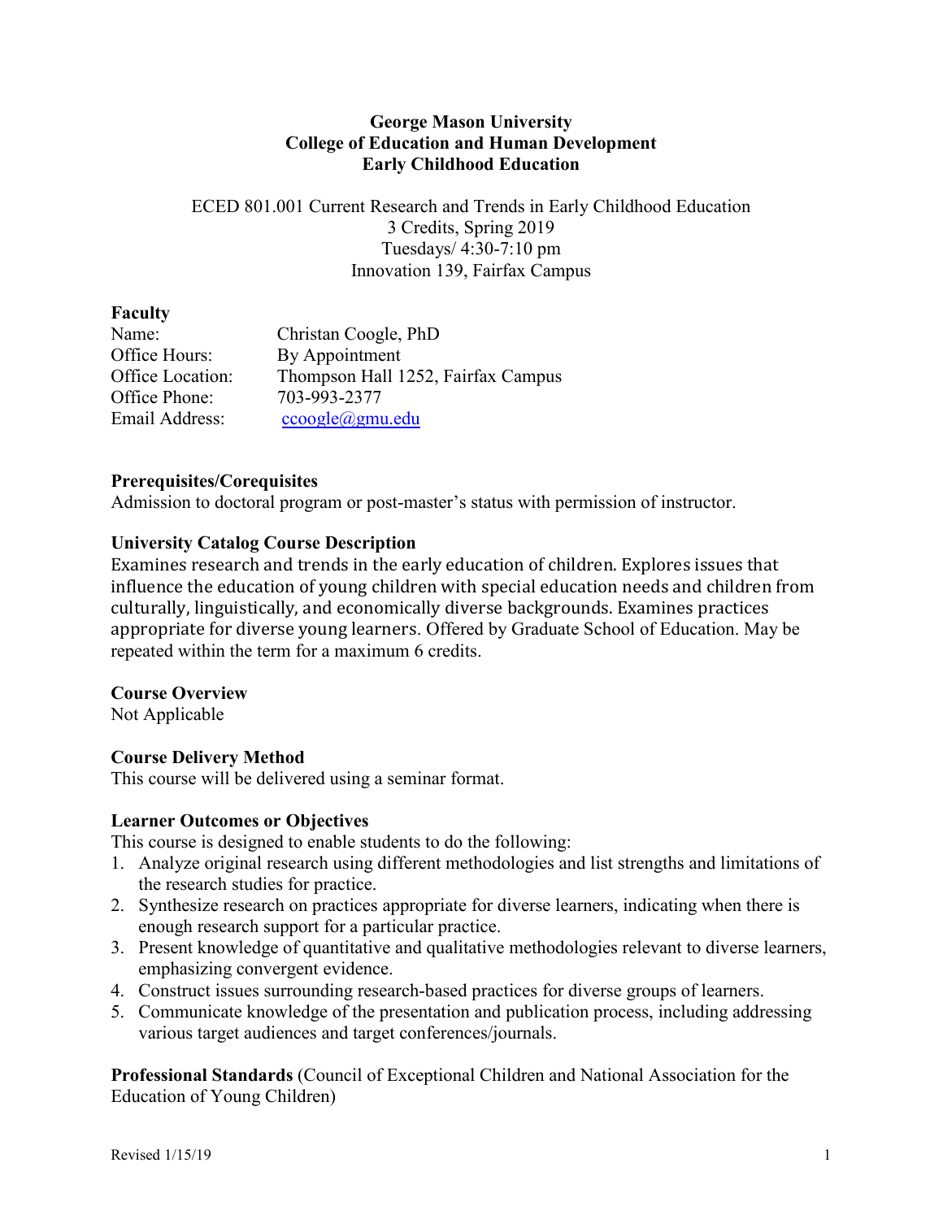**George Mason University**
**College of Education and Human Development**
**Early Childhood Education**

ECED 801.001 Current Research and Trends in Early Childhood Education
3 Credits, Spring 2019
Tuesdays/ 4:30-7:10 pm
Innovation 139, Fairfax Campus

**Faculty**

Name: Christan Coogle, PhD
Office Hours: By Appointment
Office Location: Thompson Hall 1252, Fairfax Campus
Office Phone: 703-993-2377
Email Address: ccoogle@gmu.edu

**Prerequisites/Corequisites**

Admission to doctoral program or post-master's status with permission of instructor.

**University Catalog Course Description**

Examines research and trends in the early education of children. Explores issues that influence the education of young children with special education needs and children from culturally, linguistically, and economically diverse backgrounds. Examines practices appropriate for diverse young learners. Offered by Graduate School of Education. May be repeated within the term for a maximum 6 credits.

**Course Overview**

Not Applicable

**Course Delivery Method**

This course will be delivered using a seminar format.

**Learner Outcomes or Objectives**

This course is designed to enable students to do the following:

1. Analyze original research using different methodologies and list strengths and limitations of the research studies for practice.
2. Synthesize research on practices appropriate for diverse learners, indicating when there is enough research support for a particular practice.
3. Present knowledge of quantitative and qualitative methodologies relevant to diverse learners, emphasizing convergent evidence.
4. Construct issues surrounding research-based practices for diverse groups of learners.
5. Communicate knowledge of the presentation and publication process, including addressing various target audiences and target conferences/journals.

**Professional Standards** (Council of Exceptional Children and National Association for the Education of Young Children)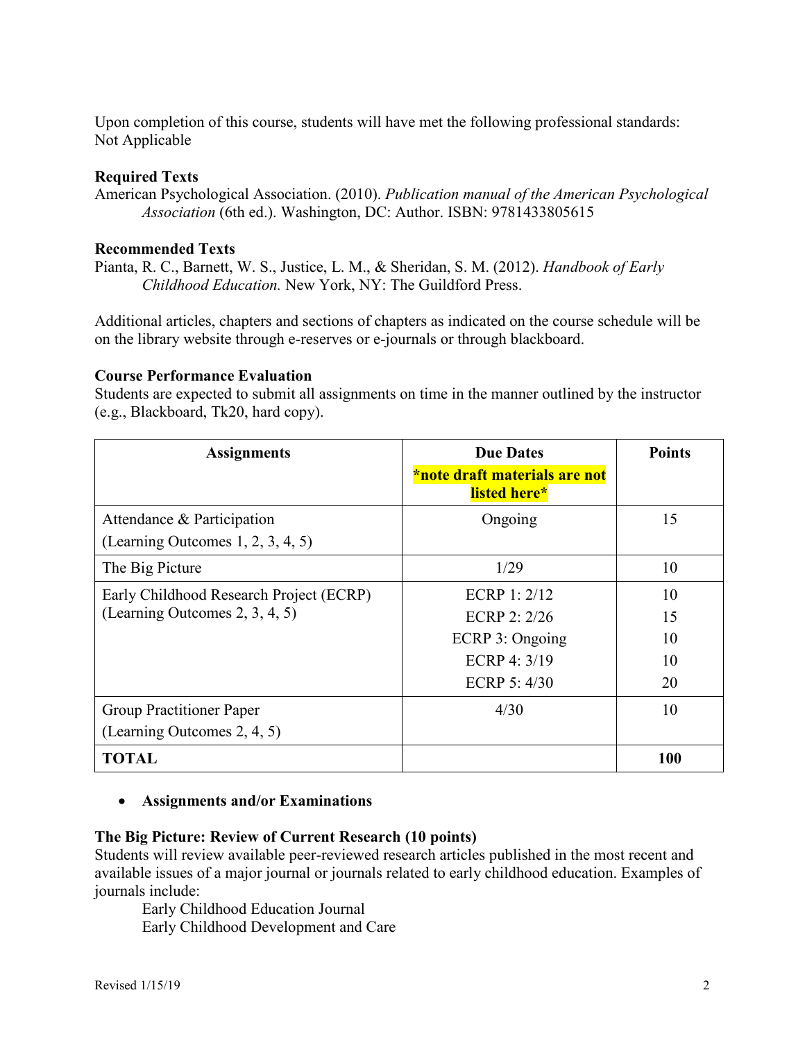Upon completion of this course, students will have met the following professional standards:
Not Applicable

**Required Texts**

American Psychological Association. (2010). *Publication manual of the American Psychological Association* (6th ed.). Washington, DC: Author. ISBN: 9781433805615

**Recommended Texts**

Pianta, R. C., Barnett, W. S., Justice, L. M., & Sheridan, S. M. (2012). *Handbook of Early Childhood Education.* New York, NY: The Guildford Press.

Additional articles, chapters and sections of chapters as indicated on the course schedule will be on the library website through e-reserves or e-journals or through blackboard.

**Course Performance Evaluation**

Students are expected to submit all assignments on time in the manner outlined by the instructor (e.g., Blackboard, Tk20, hard copy).

| **Assignments** | **Due Dates** **\*note draft materials are not listed here\*** | **Points** |
|---|---|---|
| Attendance & Participation (Learning Outcomes 1, 2, 3, 4, 5) | Ongoing | 15 |
| The Big Picture | 1/29 | 10 |
| Early Childhood Research Project (ECRP) (Learning Outcomes 2, 3, 4, 5) | ECRP 1: 2/12<br>ECRP 2: 2/26<br>ECRP 3: Ongoing<br>ECRP 4: 3/19<br>ECRP 5: 4/30 | 10<br>15<br>10<br>10<br>20 |
| Group Practitioner Paper (Learning Outcomes 2, 4, 5) | 4/30 | 10 |
| **TOTAL** | | **100** |

- **Assignments and/or Examinations**

**The Big Picture: Review of Current Research (10 points)**

Students will review available peer-reviewed research articles published in the most recent and available issues of a major journal or journals related to early childhood education. Examples of journals include:

Early Childhood Education Journal
Early Childhood Development and Care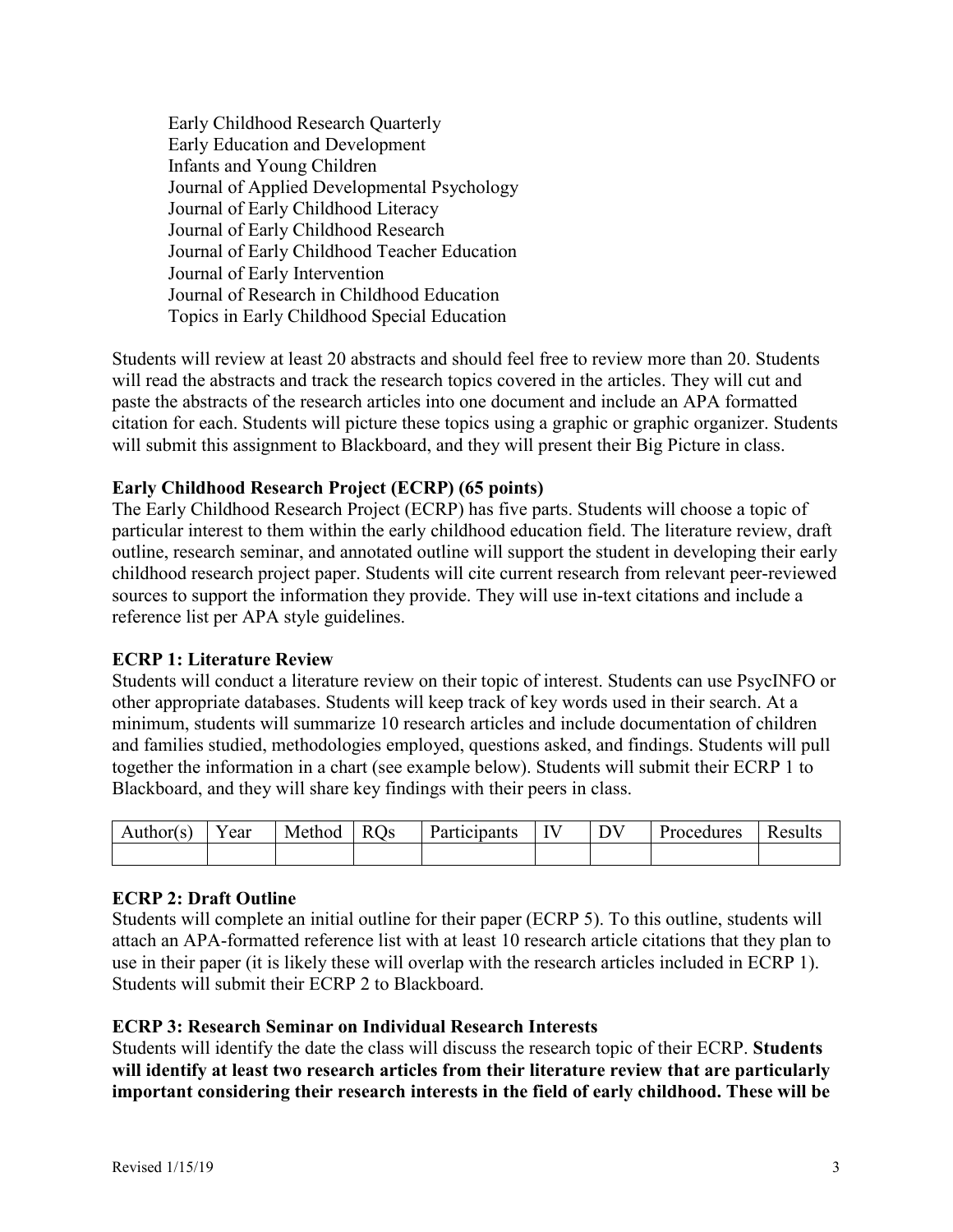Early Childhood Research Quarterly
Early Education and Development
Infants and Young Children
Journal of Applied Developmental Psychology
Journal of Early Childhood Literacy
Journal of Early Childhood Research
Journal of Early Childhood Teacher Education
Journal of Early Intervention
Journal of Research in Childhood Education
Topics in Early Childhood Special Education

Students will review at least 20 abstracts and should feel free to review more than 20. Students will read the abstracts and track the research topics covered in the articles. They will cut and paste the abstracts of the research articles into one document and include an APA formatted citation for each. Students will picture these topics using a graphic or graphic organizer. Students will submit this assignment to Blackboard, and they will present their Big Picture in class.

**Early Childhood Research Project (ECRP) (65 points)**

The Early Childhood Research Project (ECRP) has five parts. Students will choose a topic of particular interest to them within the early childhood education field. The literature review, draft outline, research seminar, and annotated outline will support the student in developing their early childhood research project paper. Students will cite current research from relevant peer-reviewed sources to support the information they provide. They will use in-text citations and include a reference list per APA style guidelines.

**ECRP 1: Literature Review**

Students will conduct a literature review on their topic of interest. Students can use PsycINFO or other appropriate databases. Students will keep track of key words used in their search. At a minimum, students will summarize 10 research articles and include documentation of children and families studied, methodologies employed, questions asked, and findings. Students will pull together the information in a chart (see example below). Students will submit their ECRP 1 to Blackboard, and they will share key findings with their peers in class.

| Author(s) | Year | Method | RQs | Participants | IV | DV | Procedures | Results |
|---|---|---|---|---|---|---|---|---|
| | | | | | | | | |

**ECRP 2: Draft Outline**

Students will complete an initial outline for their paper (ECRP 5). To this outline, students will attach an APA-formatted reference list with at least 10 research article citations that they plan to use in their paper (it is likely these will overlap with the research articles included in ECRP 1). Students will submit their ECRP 2 to Blackboard.

**ECRP 3: Research Seminar on Individual Research Interests**

Students will identify the date the class will discuss the research topic of their ECRP. **Students will identify at least two research articles from their literature review that are particularly important considering their research interests in the field of early childhood. These will be**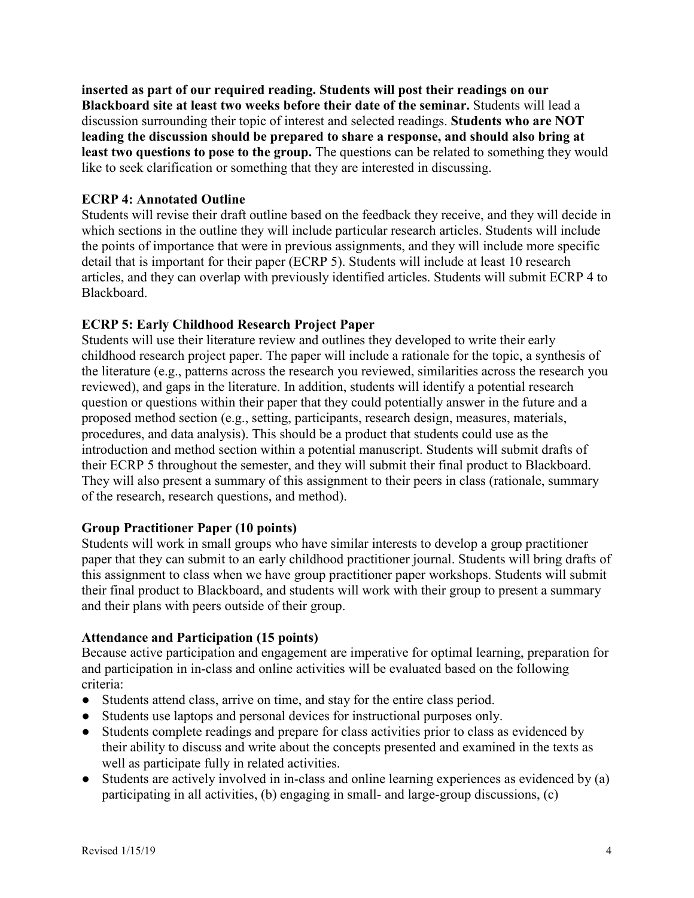**inserted as part of our required reading. Students will post their readings on our Blackboard site at least two weeks before their date of the seminar.** Students will lead a discussion surrounding their topic of interest and selected readings. **Students who are NOT leading the discussion should be prepared to share a response, and should also bring at least two questions to pose to the group.** The questions can be related to something they would like to seek clarification or something that they are interested in discussing.

### ECRP 4: Annotated Outline

Students will revise their draft outline based on the feedback they receive, and they will decide in which sections in the outline they will include particular research articles. Students will include the points of importance that were in previous assignments, and they will include more specific detail that is important for their paper (ECRP 5). Students will include at least 10 research articles, and they can overlap with previously identified articles. Students will submit ECRP 4 to Blackboard.

### ECRP 5: Early Childhood Research Project Paper

Students will use their literature review and outlines they developed to write their early childhood research project paper. The paper will include a rationale for the topic, a synthesis of the literature (e.g., patterns across the research you reviewed, similarities across the research you reviewed), and gaps in the literature. In addition, students will identify a potential research question or questions within their paper that they could potentially answer in the future and a proposed method section (e.g., setting, participants, research design, measures, materials, procedures, and data analysis). This should be a product that students could use as the introduction and method section within a potential manuscript. Students will submit drafts of their ECRP 5 throughout the semester, and they will submit their final product to Blackboard. They will also present a summary of this assignment to their peers in class (rationale, summary of the research, research questions, and method).

### Group Practitioner Paper (10 points)

Students will work in small groups who have similar interests to develop a group practitioner paper that they can submit to an early childhood practitioner journal. Students will bring drafts of this assignment to class when we have group practitioner paper workshops. Students will submit their final product to Blackboard, and students will work with their group to present a summary and their plans with peers outside of their group.

### Attendance and Participation (15 points)

Because active participation and engagement are imperative for optimal learning, preparation for and participation in in-class and online activities will be evaluated based on the following criteria:

- Students attend class, arrive on time, and stay for the entire class period.
- Students use laptops and personal devices for instructional purposes only.
- Students complete readings and prepare for class activities prior to class as evidenced by their ability to discuss and write about the concepts presented and examined in the texts as well as participate fully in related activities.
- Students are actively involved in in-class and online learning experiences as evidenced by (a) participating in all activities, (b) engaging in small- and large-group discussions, (c)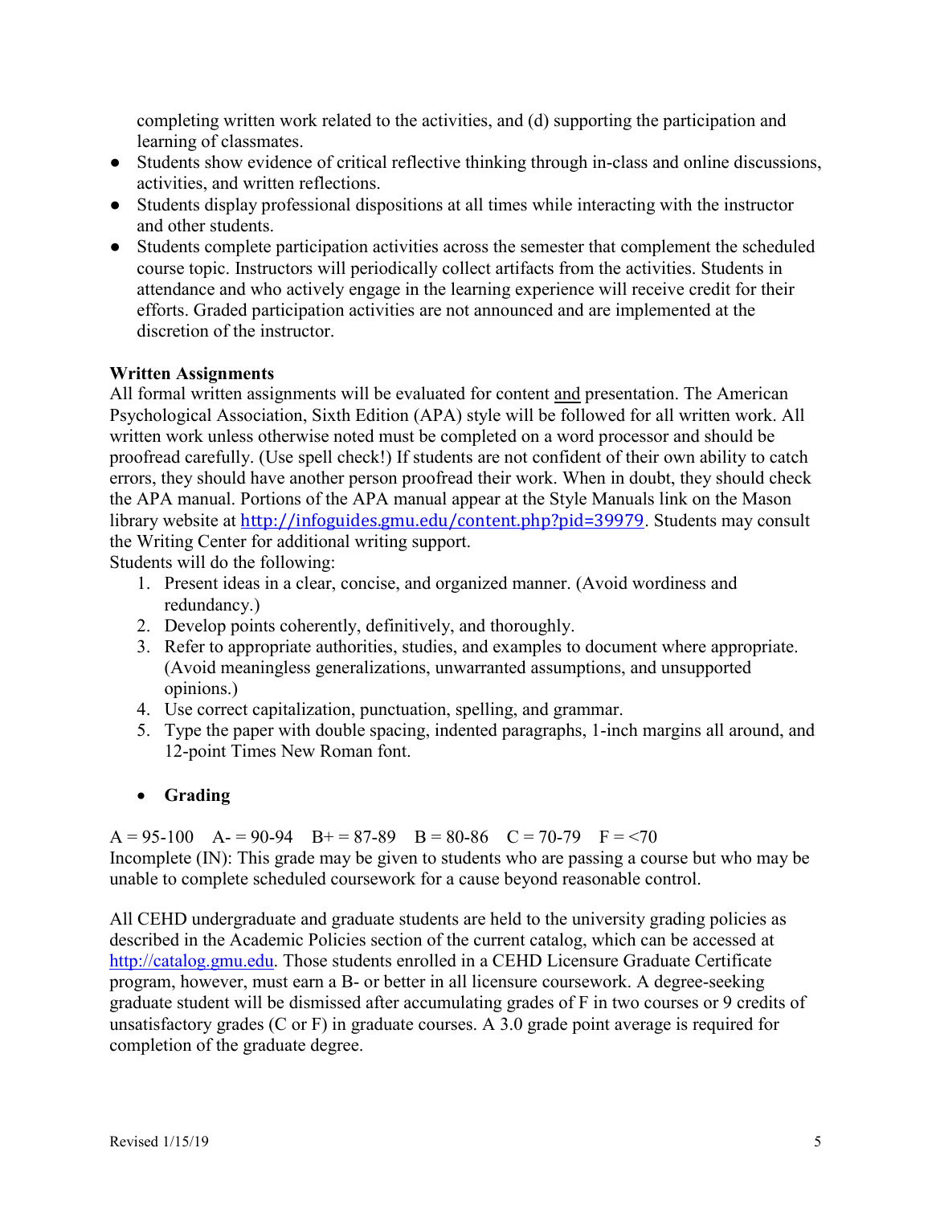completing written work related to the activities, and (d) supporting the participation and learning of classmates.

- Students show evidence of critical reflective thinking through in-class and online discussions, activities, and written reflections.
- Students display professional dispositions at all times while interacting with the instructor and other students.
- Students complete participation activities across the semester that complement the scheduled course topic. Instructors will periodically collect artifacts from the activities. Students in attendance and who actively engage in the learning experience will receive credit for their efforts. Graded participation activities are not announced and are implemented at the discretion of the instructor.

**Written Assignments**

All formal written assignments will be evaluated for content and presentation. The American Psychological Association, Sixth Edition (APA) style will be followed for all written work. All written work unless otherwise noted must be completed on a word processor and should be proofread carefully. (Use spell check!) If students are not confident of their own ability to catch errors, they should have another person proofread their work. When in doubt, they should check the APA manual. Portions of the APA manual appear at the Style Manuals link on the Mason library website at http://infoguides.gmu.edu/content.php?pid=39979. Students may consult the Writing Center for additional writing support.

Students will do the following:

1. Present ideas in a clear, concise, and organized manner. (Avoid wordiness and redundancy.)
2. Develop points coherently, definitively, and thoroughly.
3. Refer to appropriate authorities, studies, and examples to document where appropriate. (Avoid meaningless generalizations, unwarranted assumptions, and unsupported opinions.)
4. Use correct capitalization, punctuation, spelling, and grammar.
5. Type the paper with double spacing, indented paragraphs, 1-inch margins all around, and 12-point Times New Roman font.

- **Grading**

A = 95-100 A- = 90-94 B+ = 87-89 B = 80-86 C = 70-79 F = <70

Incomplete (IN): This grade may be given to students who are passing a course but who may be unable to complete scheduled coursework for a cause beyond reasonable control.

All CEHD undergraduate and graduate students are held to the university grading policies as described in the Academic Policies section of the current catalog, which can be accessed at http://catalog.gmu.edu. Those students enrolled in a CEHD Licensure Graduate Certificate program, however, must earn a B- or better in all licensure coursework. A degree-seeking graduate student will be dismissed after accumulating grades of F in two courses or 9 credits of unsatisfactory grades (C or F) in graduate courses. A 3.0 grade point average is required for completion of the graduate degree.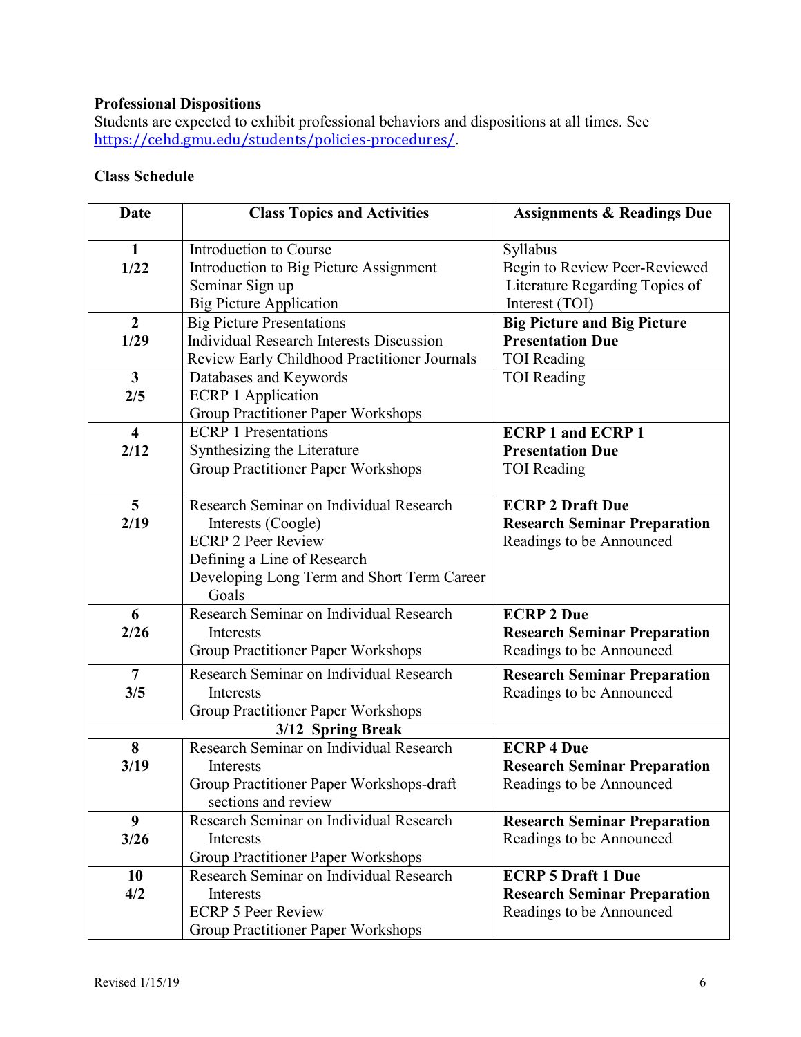**Professional Dispositions**

Students are expected to exhibit professional behaviors and dispositions at all times. See https://cehd.gmu.edu/students/policies-procedures/.

**Class Schedule**

| Date | Class Topics and Activities | Assignments & Readings Due |
|---|---|---|
| **1**<br>**1/22** | Introduction to Course<br>Introduction to Big Picture Assignment<br>Seminar Sign up<br>Big Picture Application | Syllabus<br>Begin to Review Peer-Reviewed Literature Regarding Topics of Interest (TOI) |
| **2**<br>**1/29** | Big Picture Presentations<br>Individual Research Interests Discussion<br>Review Early Childhood Practitioner Journals | **Big Picture and Big Picture Presentation Due**<br>TOI Reading |
| **3**<br>**2/5** | Databases and Keywords<br>ECRP 1 Application<br>Group Practitioner Paper Workshops | TOI Reading |
| **4**<br>**2/12** | ECRP 1 Presentations<br>Synthesizing the Literature<br>Group Practitioner Paper Workshops | **ECRP 1 and ECRP 1 Presentation Due**<br>TOI Reading |
| **5**<br>**2/19** | Research Seminar on Individual Research Interests (Coogle)<br>ECRP 2 Peer Review<br>Defining a Line of Research<br>Developing Long Term and Short Term Career Goals | **ECRP 2 Draft Due**<br>**Research Seminar Preparation**<br>Readings to be Announced |
| **6**<br>**2/26** | Research Seminar on Individual Research Interests<br>Group Practitioner Paper Workshops | **ECRP 2 Due**<br>**Research Seminar Preparation**<br>Readings to be Announced |
| **7**<br>**3/5** | Research Seminar on Individual Research Interests<br>Group Practitioner Paper Workshops | **Research Seminar Preparation**<br>Readings to be Announced |
| **3/12 Spring Break** | | |
| **8**<br>**3/19** | Research Seminar on Individual Research Interests<br>Group Practitioner Paper Workshops-draft sections and review | **ECRP 4 Due**<br>**Research Seminar Preparation**<br>Readings to be Announced |
| **9**<br>**3/26** | Research Seminar on Individual Research Interests<br>Group Practitioner Paper Workshops | **Research Seminar Preparation**<br>Readings to be Announced |
| **10**<br>**4/2** | Research Seminar on Individual Research Interests<br>ECRP 5 Peer Review<br>Group Practitioner Paper Workshops | **ECRP 5 Draft 1 Due**<br>**Research Seminar Preparation**<br>Readings to be Announced |

Revised 1/15/19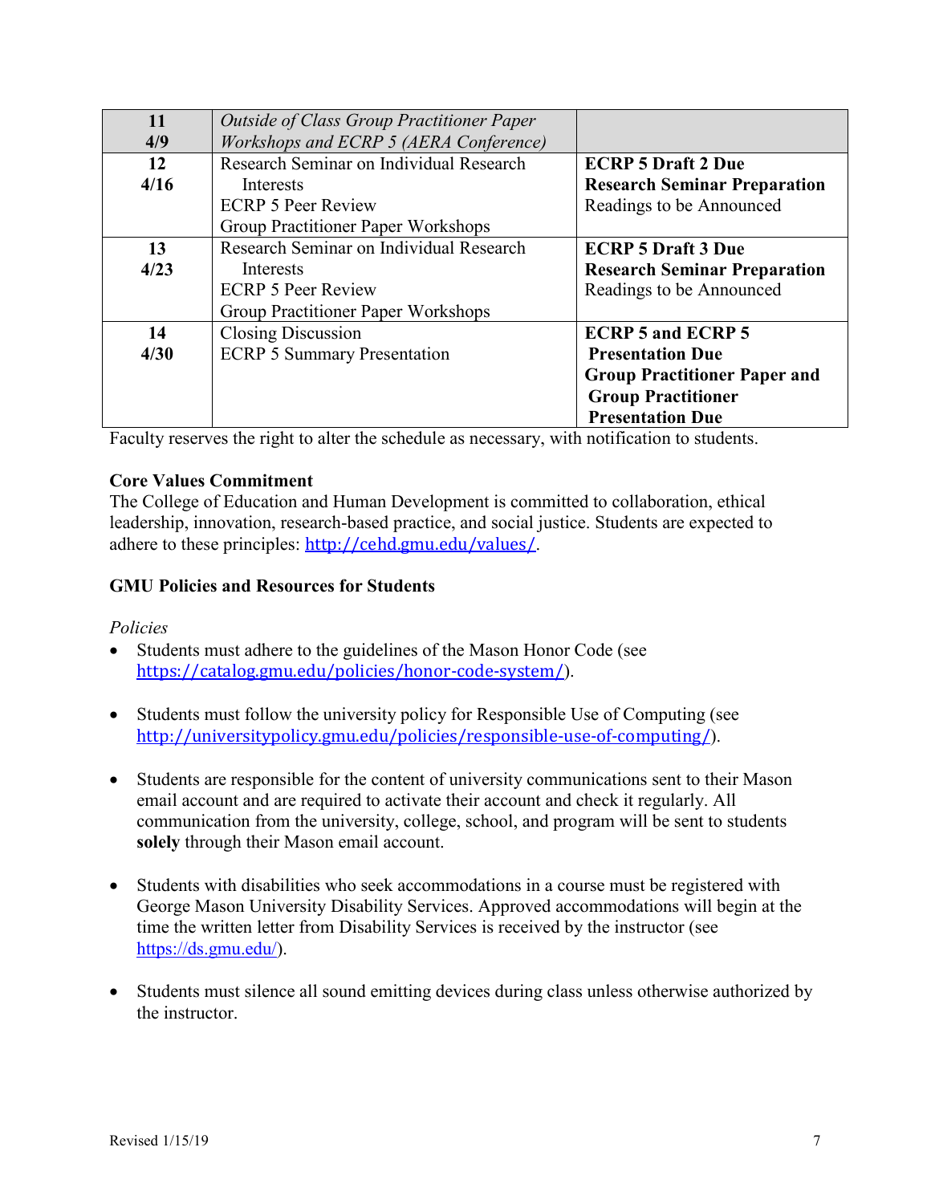| | | |
|---|---|---|
| **11**<br>**4/9** | *Outside of Class Group Practitioner Paper Workshops and ECRP 5 (AERA Conference)* | |
| **12**<br>**4/16** | Research Seminar on Individual Research Interests<br>ECRP 5 Peer Review<br>Group Practitioner Paper Workshops | **ECRP 5 Draft 2 Due**<br>**Research Seminar Preparation**<br>Readings to be Announced |
| **13**<br>**4/23** | Research Seminar on Individual Research Interests<br>ECRP 5 Peer Review<br>Group Practitioner Paper Workshops | **ECRP 5 Draft 3 Due**<br>**Research Seminar Preparation**<br>Readings to be Announced |
| **14**<br>**4/30** | Closing Discussion<br>ECRP 5 Summary Presentation | **ECRP 5 and ECRP 5 Presentation Due**<br>**Group Practitioner Paper and Group Practitioner Presentation Due** |

Faculty reserves the right to alter the schedule as necessary, with notification to students.

**Core Values Commitment**

The College of Education and Human Development is committed to collaboration, ethical leadership, innovation, research-based practice, and social justice. Students are expected to adhere to these principles: http://cehd.gmu.edu/values/.

**GMU Policies and Resources for Students**

*Policies*

- Students must adhere to the guidelines of the Mason Honor Code (see https://catalog.gmu.edu/policies/honor-code-system/).
- Students must follow the university policy for Responsible Use of Computing (see http://universitypolicy.gmu.edu/policies/responsible-use-of-computing/).
- Students are responsible for the content of university communications sent to their Mason email account and are required to activate their account and check it regularly. All communication from the university, college, school, and program will be sent to students **solely** through their Mason email account.
- Students with disabilities who seek accommodations in a course must be registered with George Mason University Disability Services. Approved accommodations will begin at the time the written letter from Disability Services is received by the instructor (see https://ds.gmu.edu/).
- Students must silence all sound emitting devices during class unless otherwise authorized by the instructor.

Revised 1/15/19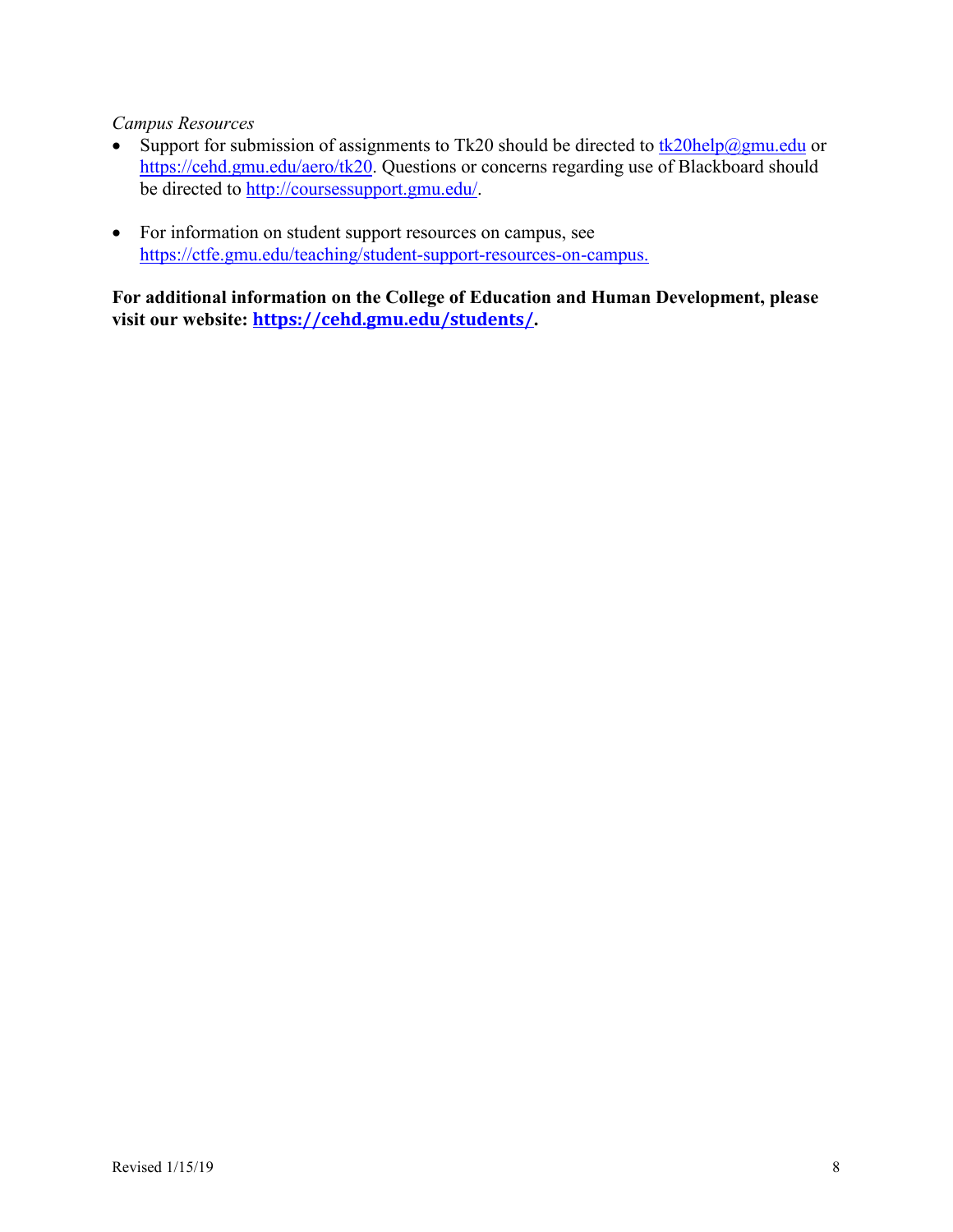*Campus Resources*

- Support for submission of assignments to Tk20 should be directed to tk20help@gmu.edu or https://cehd.gmu.edu/aero/tk20. Questions or concerns regarding use of Blackboard should be directed to http://coursessupport.gmu.edu/.

- For information on student support resources on campus, see https://ctfe.gmu.edu/teaching/student-support-resources-on-campus.

**For additional information on the College of Education and Human Development, please visit our website: https://cehd.gmu.edu/students/.**